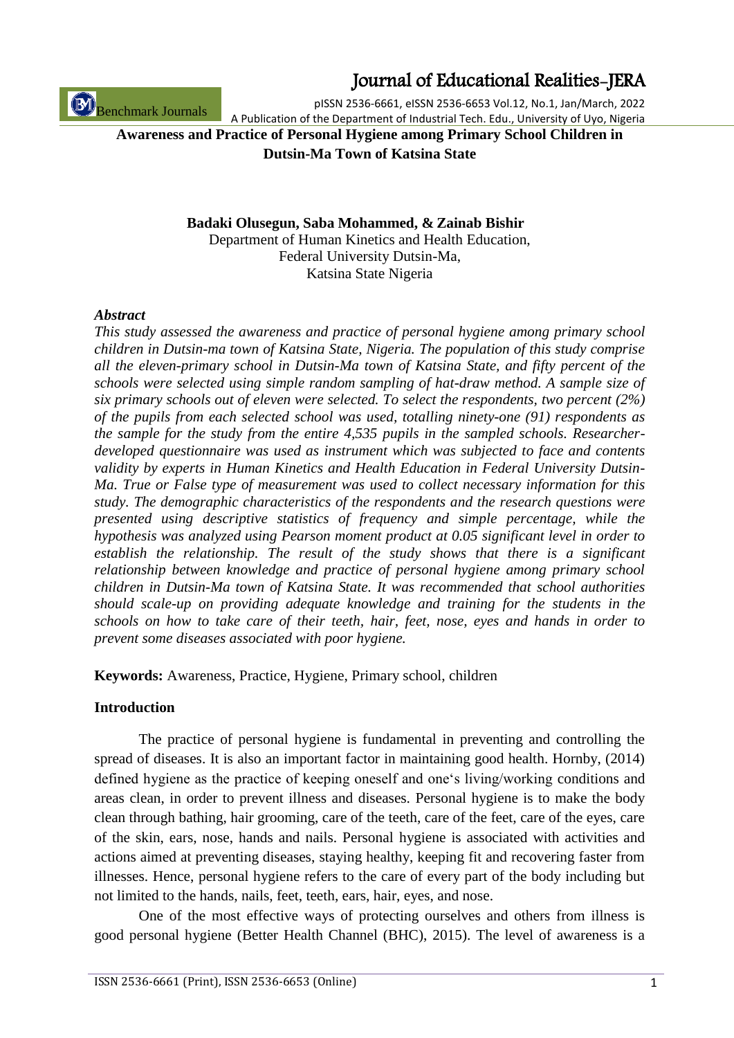# Awareness and Practice of Personal Hygiene among Primary School Children in Dutsin-Ma Town of Katsina State

**Badaki Olusegun, Saba Mohammed, & Zainab Bishir**

Department of Human Kinetics and Health Education,
Federal University Dutsin-Ma,
Katsina State Nigeria

### *Abstract*

*This study assessed the awareness and practice of personal hygiene among primary school children in Dutsin-ma town of Katsina State, Nigeria. The population of this study comprise all the eleven-primary school in Dutsin-Ma town of Katsina State, and fifty percent of the schools were selected using simple random sampling of hat-draw method. A sample size of six primary schools out of eleven were selected. To select the respondents, two percent (2%) of the pupils from each selected school was used, totalling ninety-one (91) respondents as the sample for the study from the entire 4,535 pupils in the sampled schools. Researcher-developed questionnaire was used as instrument which was subjected to face and contents validity by experts in Human Kinetics and Health Education in Federal University Dutsin-Ma. True or False type of measurement was used to collect necessary information for this study. The demographic characteristics of the respondents and the research questions were presented using descriptive statistics of frequency and simple percentage, while the hypothesis was analyzed using Pearson moment product at 0.05 significant level in order to establish the relationship. The result of the study shows that there is a significant relationship between knowledge and practice of personal hygiene among primary school children in Dutsin-Ma town of Katsina State. It was recommended that school authorities should scale-up on providing adequate knowledge and training for the students in the schools on how to take care of their teeth, hair, feet, nose, eyes and hands in order to prevent some diseases associated with poor hygiene.*

**Keywords:** Awareness, Practice, Hygiene, Primary school, children

## Introduction

The practice of personal hygiene is fundamental in preventing and controlling the spread of diseases. It is also an important factor in maintaining good health. Hornby, (2014) defined hygiene as the practice of keeping oneself and one's living/working conditions and areas clean, in order to prevent illness and diseases. Personal hygiene is to make the body clean through bathing, hair grooming, care of the teeth, care of the feet, care of the eyes, care of the skin, ears, nose, hands and nails. Personal hygiene is associated with activities and actions aimed at preventing diseases, staying healthy, keeping fit and recovering faster from illnesses. Hence, personal hygiene refers to the care of every part of the body including but not limited to the hands, nails, feet, teeth, ears, hair, eyes, and nose.

One of the most effective ways of protecting ourselves and others from illness is good personal hygiene (Better Health Channel (BHC), 2015). The level of awareness is a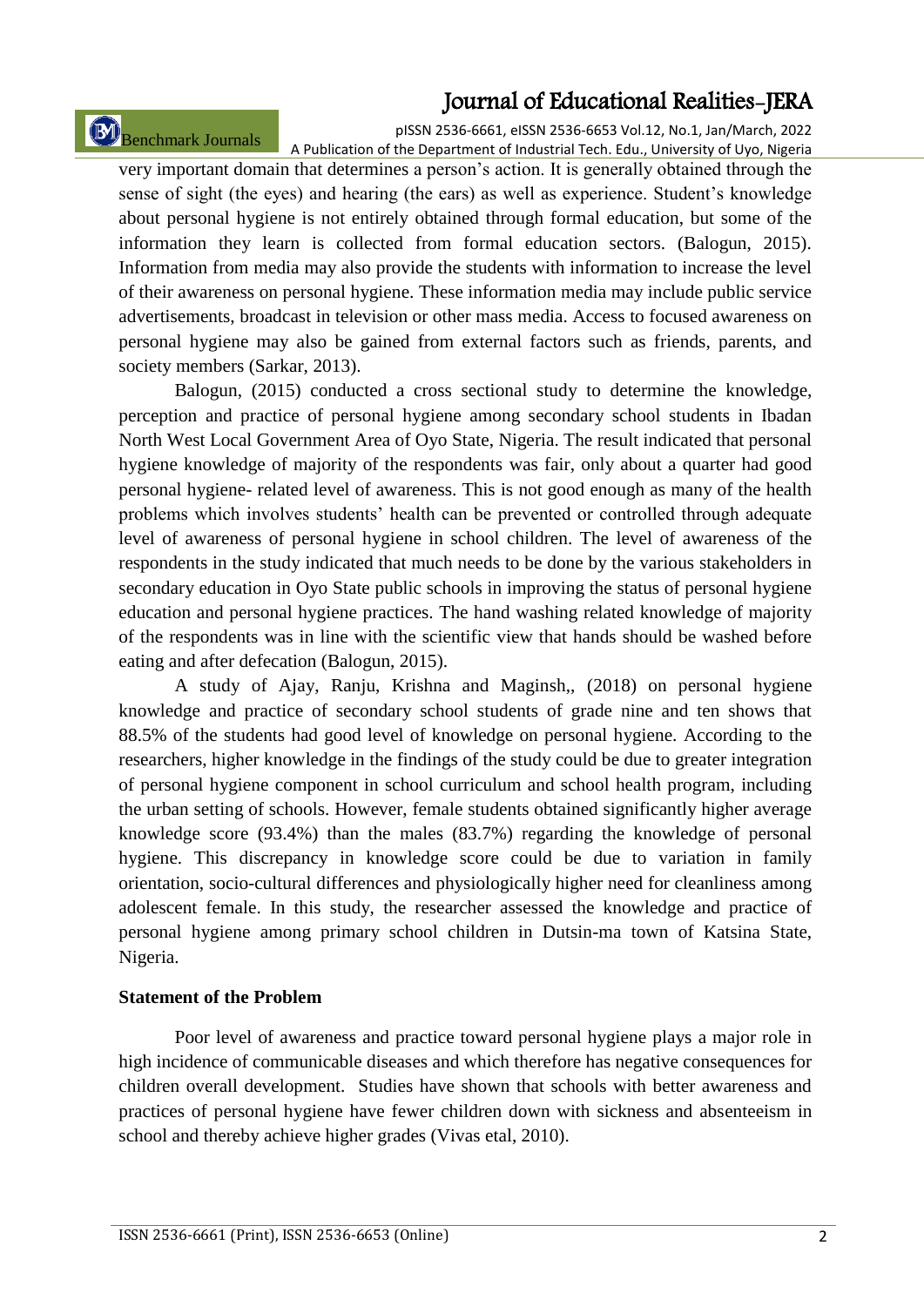very important domain that determines a person's action. It is generally obtained through the sense of sight (the eyes) and hearing (the ears) as well as experience. Student's knowledge about personal hygiene is not entirely obtained through formal education, but some of the information they learn is collected from formal education sectors. (Balogun, 2015). Information from media may also provide the students with information to increase the level of their awareness on personal hygiene. These information media may include public service advertisements, broadcast in television or other mass media. Access to focused awareness on personal hygiene may also be gained from external factors such as friends, parents, and society members (Sarkar, 2013).

Balogun, (2015) conducted a cross sectional study to determine the knowledge, perception and practice of personal hygiene among secondary school students in Ibadan North West Local Government Area of Oyo State, Nigeria. The result indicated that personal hygiene knowledge of majority of the respondents was fair, only about a quarter had good personal hygiene- related level of awareness. This is not good enough as many of the health problems which involves students' health can be prevented or controlled through adequate level of awareness of personal hygiene in school children. The level of awareness of the respondents in the study indicated that much needs to be done by the various stakeholders in secondary education in Oyo State public schools in improving the status of personal hygiene education and personal hygiene practices. The hand washing related knowledge of majority of the respondents was in line with the scientific view that hands should be washed before eating and after defecation (Balogun, 2015).

A study of Ajay, Ranju, Krishna and Maginsh,, (2018) on personal hygiene knowledge and practice of secondary school students of grade nine and ten shows that 88.5% of the students had good level of knowledge on personal hygiene. According to the researchers, higher knowledge in the findings of the study could be due to greater integration of personal hygiene component in school curriculum and school health program, including the urban setting of schools. However, female students obtained significantly higher average knowledge score (93.4%) than the males (83.7%) regarding the knowledge of personal hygiene. This discrepancy in knowledge score could be due to variation in family orientation, socio-cultural differences and physiologically higher need for cleanliness among adolescent female. In this study, the researcher assessed the knowledge and practice of personal hygiene among primary school children in Dutsin-ma town of Katsina State, Nigeria.

**Statement of the Problem**

Poor level of awareness and practice toward personal hygiene plays a major role in high incidence of communicable diseases and which therefore has negative consequences for children overall development. Studies have shown that schools with better awareness and practices of personal hygiene have fewer children down with sickness and absenteeism in school and thereby achieve higher grades (Vivas etal, 2010).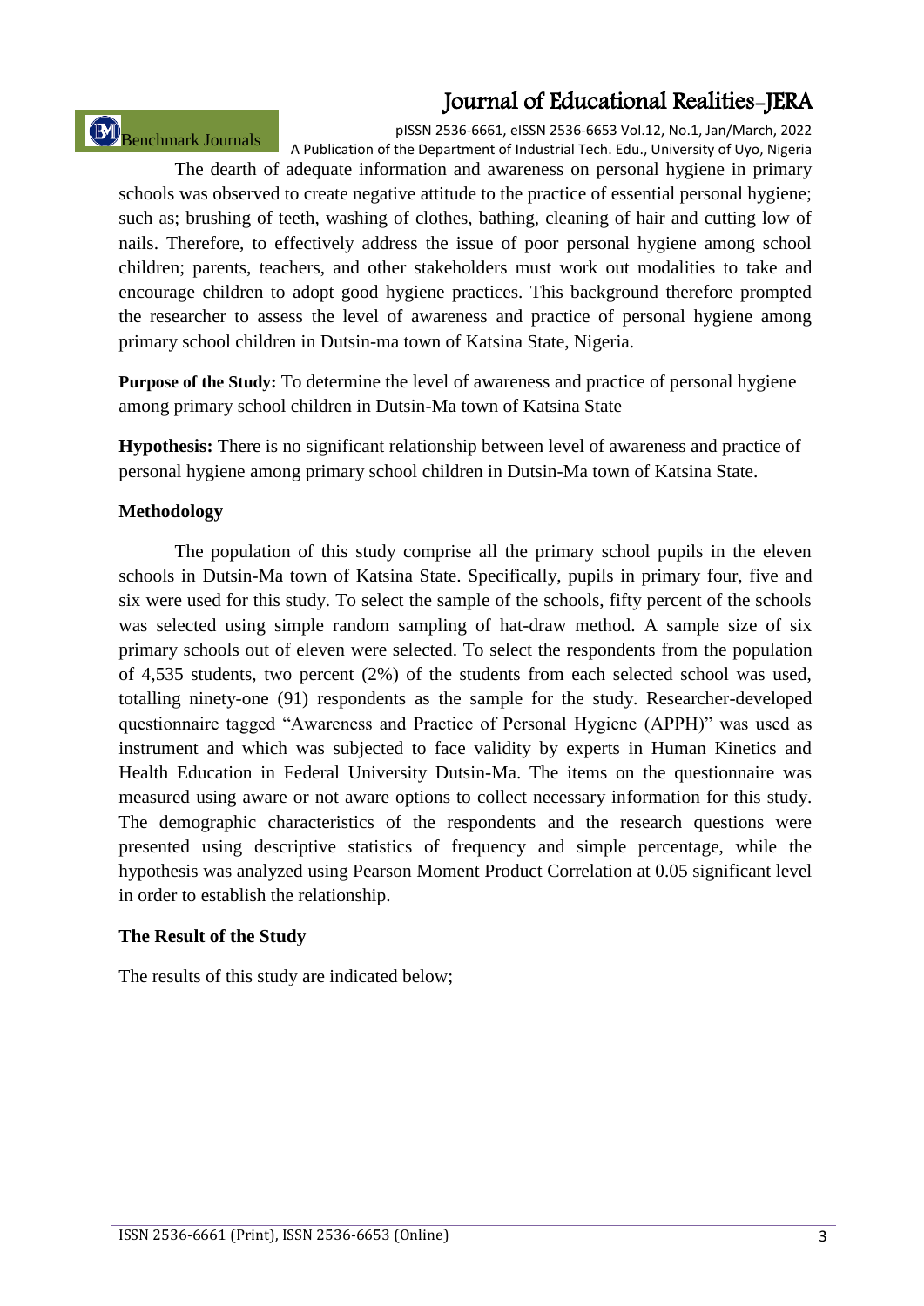The dearth of adequate information and awareness on personal hygiene in primary schools was observed to create negative attitude to the practice of essential personal hygiene; such as; brushing of teeth, washing of clothes, bathing, cleaning of hair and cutting low of nails. Therefore, to effectively address the issue of poor personal hygiene among school children; parents, teachers, and other stakeholders must work out modalities to take and encourage children to adopt good hygiene practices. This background therefore prompted the researcher to assess the level of awareness and practice of personal hygiene among primary school children in Dutsin-ma town of Katsina State, Nigeria.

**Purpose of the Study:** To determine the level of awareness and practice of personal hygiene among primary school children in Dutsin-Ma town of Katsina State

**Hypothesis:** There is no significant relationship between level of awareness and practice of personal hygiene among primary school children in Dutsin-Ma town of Katsina State.

## Methodology

The population of this study comprise all the primary school pupils in the eleven schools in Dutsin-Ma town of Katsina State. Specifically, pupils in primary four, five and six were used for this study. To select the sample of the schools, fifty percent of the schools was selected using simple random sampling of hat-draw method. A sample size of six primary schools out of eleven were selected. To select the respondents from the population of 4,535 students, two percent (2%) of the students from each selected school was used, totalling ninety-one (91) respondents as the sample for the study. Researcher-developed questionnaire tagged "Awareness and Practice of Personal Hygiene (APPH)" was used as instrument and which was subjected to face validity by experts in Human Kinetics and Health Education in Federal University Dutsin-Ma. The items on the questionnaire was measured using aware or not aware options to collect necessary information for this study. The demographic characteristics of the respondents and the research questions were presented using descriptive statistics of frequency and simple percentage, while the hypothesis was analyzed using Pearson Moment Product Correlation at 0.05 significant level in order to establish the relationship.

## The Result of the Study

The results of this study are indicated below;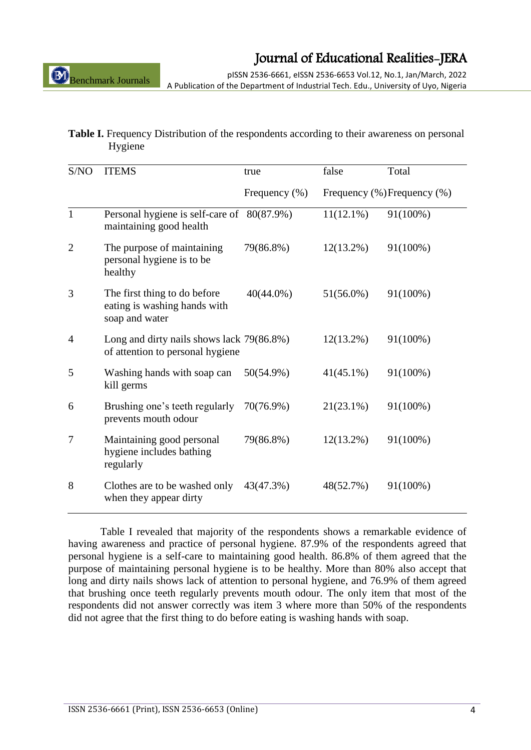**Table I.** Frequency Distribution of the respondents according to their awareness on personal Hygiene

| S/NO | ITEMS | true | false | Total |
|---|---|---|---|---|
| | | Frequency (%) | Frequency (%) | Frequency (%) |
| 1 | Personal hygiene is self-care of maintaining good health | 80(87.9%) | 11(12.1%) | 91(100%) |
| 2 | The purpose of maintaining personal hygiene is to be healthy | 79(86.8%) | 12(13.2%) | 91(100%) |
| 3 | The first thing to do before eating is washing hands with soap and water | 40(44.0%) | 51(56.0%) | 91(100%) |
| 4 | Long and dirty nails shows lack of attention to personal hygiene | 79(86.8%) | 12(13.2%) | 91(100%) |
| 5 | Washing hands with soap can kill germs | 50(54.9%) | 41(45.1%) | 91(100%) |
| 6 | Brushing one's teeth regularly prevents mouth odour | 70(76.9%) | 21(23.1%) | 91(100%) |
| 7 | Maintaining good personal hygiene includes bathing regularly | 79(86.8%) | 12(13.2%) | 91(100%) |
| 8 | Clothes are to be washed only when they appear dirty | 43(47.3%) | 48(52.7%) | 91(100%) |

Table I revealed that majority of the respondents shows a remarkable evidence of having awareness and practice of personal hygiene. 87.9% of the respondents agreed that personal hygiene is a self-care to maintaining good health. 86.8% of them agreed that the purpose of maintaining personal hygiene is to be healthy. More than 80% also accept that long and dirty nails shows lack of attention to personal hygiene, and 76.9% of them agreed that brushing once teeth regularly prevents mouth odour. The only item that most of the respondents did not answer correctly was item 3 where more than 50% of the respondents did not agree that the first thing to do before eating is washing hands with soap.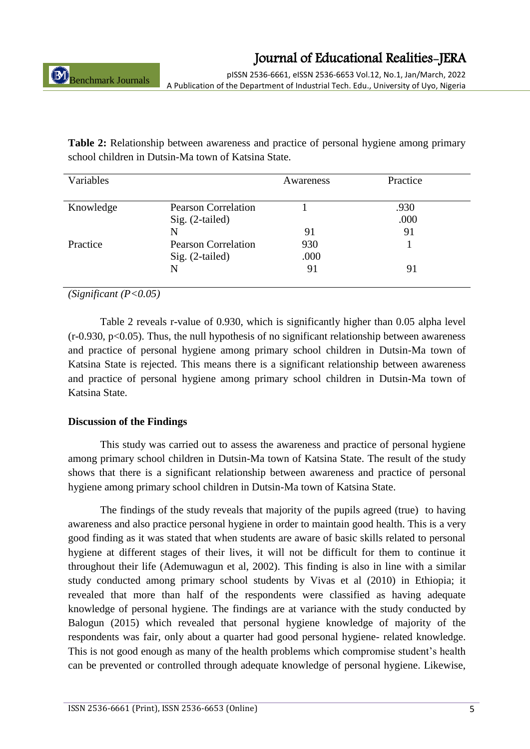**Table 2:** Relationship between awareness and practice of personal hygiene among primary school children in Dutsin-Ma town of Katsina State.

| Variables | | Awareness | Practice |
|---|---|---|---|
| Knowledge | Pearson Correlation | 1 | .930 |
| | Sig. (2-tailed) | | .000 |
| | N | 91 | 91 |
| Practice | Pearson Correlation | 930 | 1 |
| | Sig. (2-tailed) | .000 | |
| | N | 91 | 91 |

*(Significant (P<0.05)*

Table 2 reveals r-value of 0.930, which is significantly higher than 0.05 alpha level (r-0.930, $p<0.05$). Thus, the null hypothesis of no significant relationship between awareness and practice of personal hygiene among primary school children in Dutsin-Ma town of Katsina State is rejected. This means there is a significant relationship between awareness and practice of personal hygiene among primary school children in Dutsin-Ma town of Katsina State.

**Discussion of the Findings**

This study was carried out to assess the awareness and practice of personal hygiene among primary school children in Dutsin-Ma town of Katsina State. The result of the study shows that there is a significant relationship between awareness and practice of personal hygiene among primary school children in Dutsin-Ma town of Katsina State.

The findings of the study reveals that majority of the pupils agreed (true) to having awareness and also practice personal hygiene in order to maintain good health. This is a very good finding as it was stated that when students are aware of basic skills related to personal hygiene at different stages of their lives, it will not be difficult for them to continue it throughout their life (Ademuwagun et al, 2002). This finding is also in line with a similar study conducted among primary school students by Vivas et al (2010) in Ethiopia; it revealed that more than half of the respondents were classified as having adequate knowledge of personal hygiene. The findings are at variance with the study conducted by Balogun (2015) which revealed that personal hygiene knowledge of majority of the respondents was fair, only about a quarter had good personal hygiene- related knowledge. This is not good enough as many of the health problems which compromise student's health can be prevented or controlled through adequate knowledge of personal hygiene. Likewise,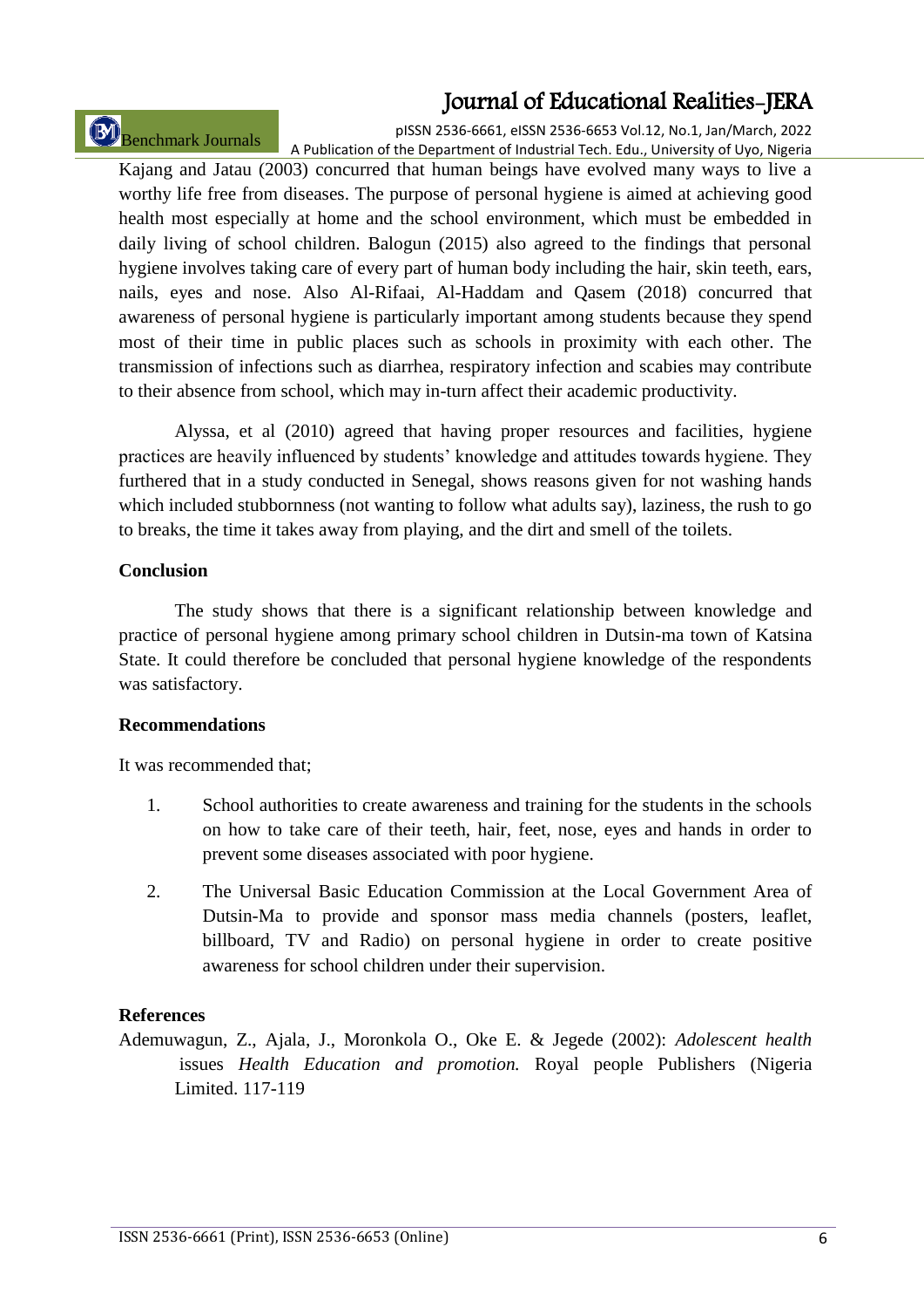Kajang and Jatau (2003) concurred that human beings have evolved many ways to live a worthy life free from diseases. The purpose of personal hygiene is aimed at achieving good health most especially at home and the school environment, which must be embedded in daily living of school children. Balogun (2015) also agreed to the findings that personal hygiene involves taking care of every part of human body including the hair, skin teeth, ears, nails, eyes and nose. Also Al-Rifaai, Al-Haddam and Qasem (2018) concurred that awareness of personal hygiene is particularly important among students because they spend most of their time in public places such as schools in proximity with each other. The transmission of infections such as diarrhea, respiratory infection and scabies may contribute to their absence from school, which may in-turn affect their academic productivity.

Alyssa, et al (2010) agreed that having proper resources and facilities, hygiene practices are heavily influenced by students' knowledge and attitudes towards hygiene. They furthered that in a study conducted in Senegal, shows reasons given for not washing hands which included stubbornness (not wanting to follow what adults say), laziness, the rush to go to breaks, the time it takes away from playing, and the dirt and smell of the toilets.

## Conclusion

The study shows that there is a significant relationship between knowledge and practice of personal hygiene among primary school children in Dutsin-ma town of Katsina State. It could therefore be concluded that personal hygiene knowledge of the respondents was satisfactory.

## Recommendations

It was recommended that;

1. School authorities to create awareness and training for the students in the schools on how to take care of their teeth, hair, feet, nose, eyes and hands in order to prevent some diseases associated with poor hygiene.
2. The Universal Basic Education Commission at the Local Government Area of Dutsin-Ma to provide and sponsor mass media channels (posters, leaflet, billboard, TV and Radio) on personal hygiene in order to create positive awareness for school children under their supervision.

## References

Ademuwagun, Z., Ajala, J., Moronkola O., Oke E. & Jegede (2002): *Adolescent health* issues *Health Education and promotion.* Royal people Publishers (Nigeria Limited. 117-119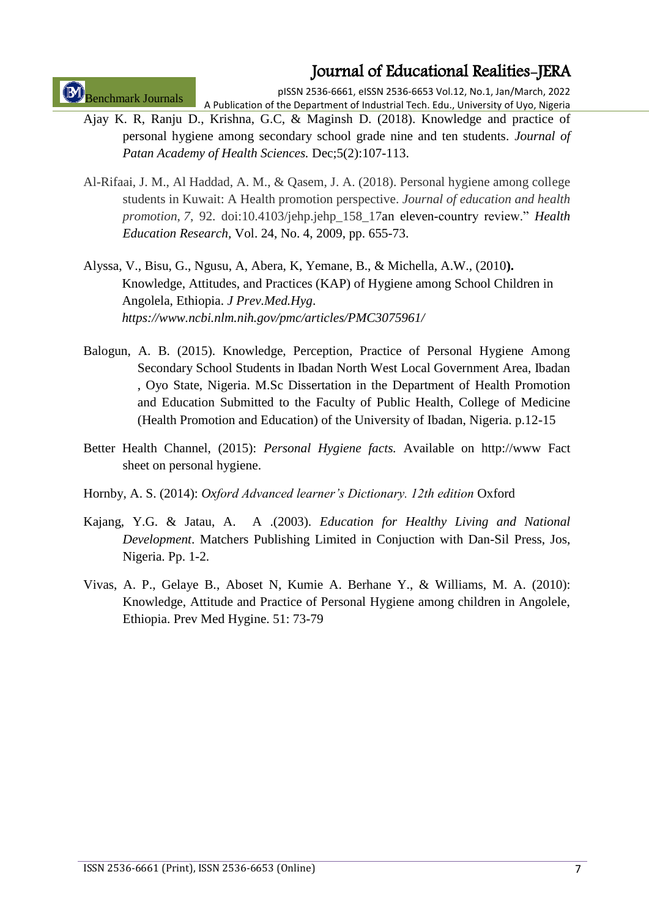Ajay K. R, Ranju D., Krishna, G.C, & Maginsh D. (2018). Knowledge and practice of personal hygiene among secondary school grade nine and ten students. *Journal of Patan Academy of Health Sciences.* Dec;5(2):107-113.

Al-Rifaai, J. M., Al Haddad, A. M., & Qasem, J. A. (2018). Personal hygiene among college students in Kuwait: A Health promotion perspective. *Journal of education and health promotion*, *7*, 92. doi:10.4103/jehp.jehp_158_17an eleven-country review." *Health Education Research,* Vol. 24, No. 4, 2009, pp. 655-73.

Alyssa, V., Bisu, G., Ngusu, A, Abera, K, Yemane, B., & Michella, A.W., (2010**).** Knowledge, Attitudes, and Practices (KAP) of Hygiene among School Children in Angolela, Ethiopia. *J Prev.Med.Hyg*. *https://www.ncbi.nlm.nih.gov/pmc/articles/PMC3075961/*

Balogun, A. B. (2015). Knowledge, Perception, Practice of Personal Hygiene Among Secondary School Students in Ibadan North West Local Government Area, Ibadan , Oyo State, Nigeria. M.Sc Dissertation in the Department of Health Promotion and Education Submitted to the Faculty of Public Health, College of Medicine (Health Promotion and Education) of the University of Ibadan, Nigeria. p.12-15

Better Health Channel, (2015): *Personal Hygiene facts.* Available on http://www Fact sheet on personal hygiene.

Hornby, A. S. (2014): *Oxford Advanced learner's Dictionary. 12th edition* Oxford

Kajang, Y.G. & Jatau, A. A .(2003). *Education for Healthy Living and National Development*. Matchers Publishing Limited in Conjuction with Dan-Sil Press, Jos, Nigeria. Pp. 1-2.

Vivas, A. P., Gelaye B., Aboset N, Kumie A. Berhane Y., & Williams, M. A. (2010): Knowledge, Attitude and Practice of Personal Hygiene among children in Angolele, Ethiopia. Prev Med Hygine. 51: 73-79